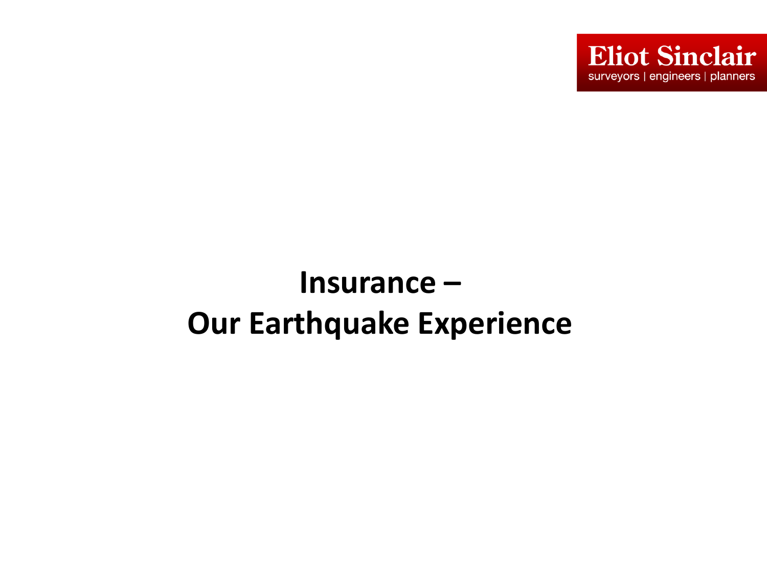Eliot Sinclair
surveyors | engineers | planners

# Insurance – Our Earthquake Experience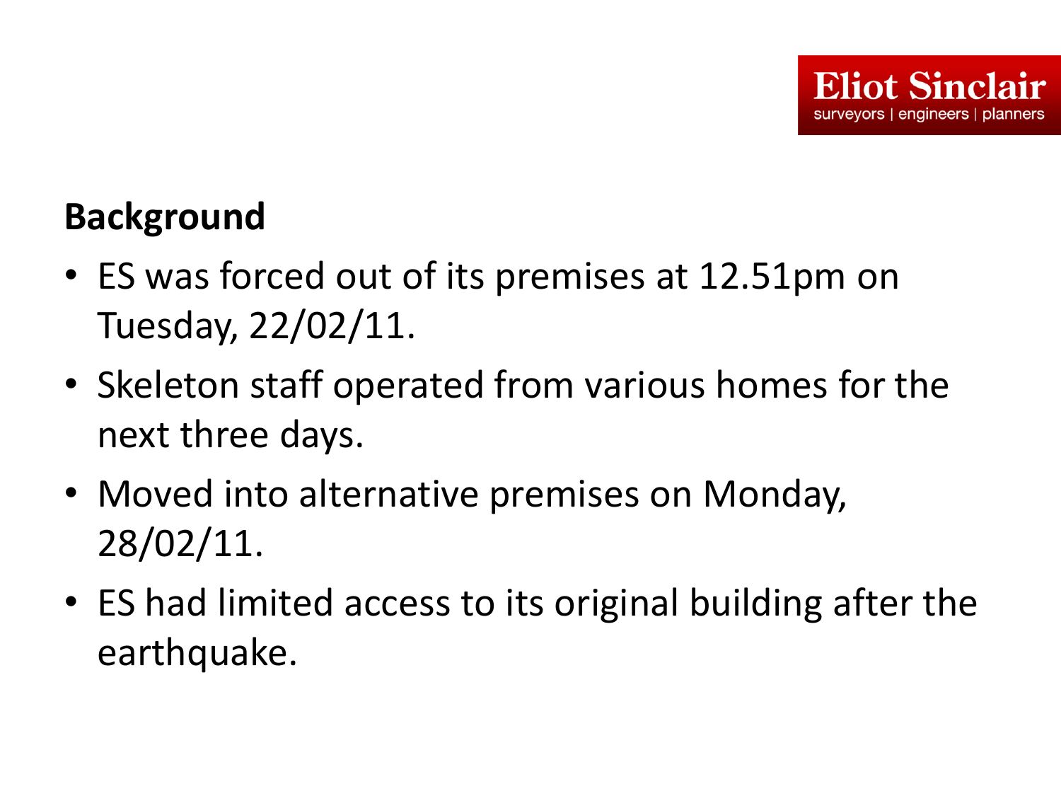## Background

- ES was forced out of its premises at 12.51pm on Tuesday, 22/02/11.
- Skeleton staff operated from various homes for the next three days.
- Moved into alternative premises on Monday, 28/02/11.
- ES had limited access to its original building after the earthquake.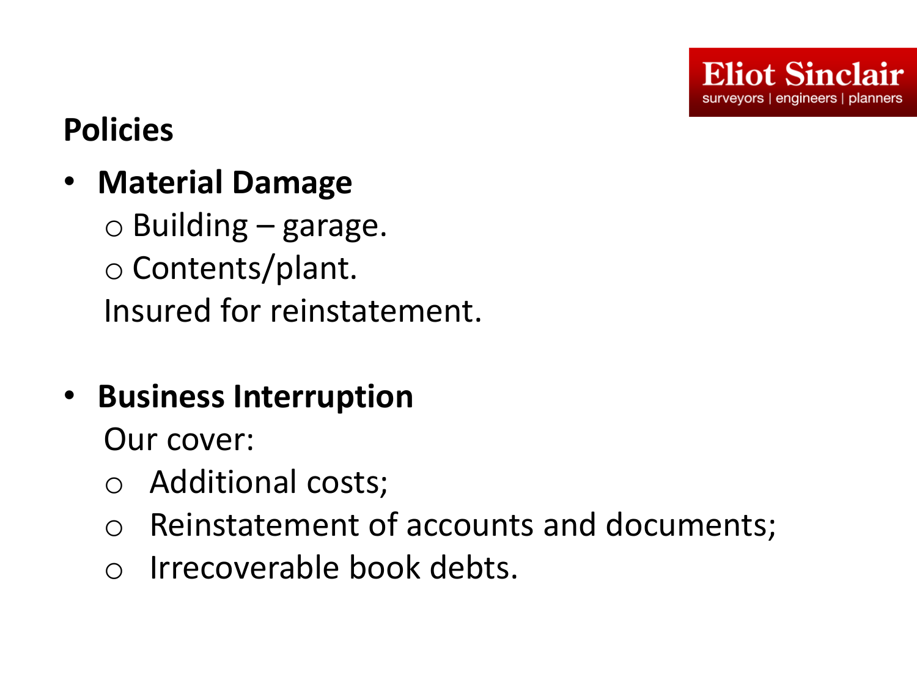## Policies

- **Material Damage**
  - Building – garage.
  - Contents/plant.

  Insured for reinstatement.

- **Business Interruption**

  Our cover:

  - Additional costs;
  - Reinstatement of accounts and documents;
  - Irrecoverable book debts.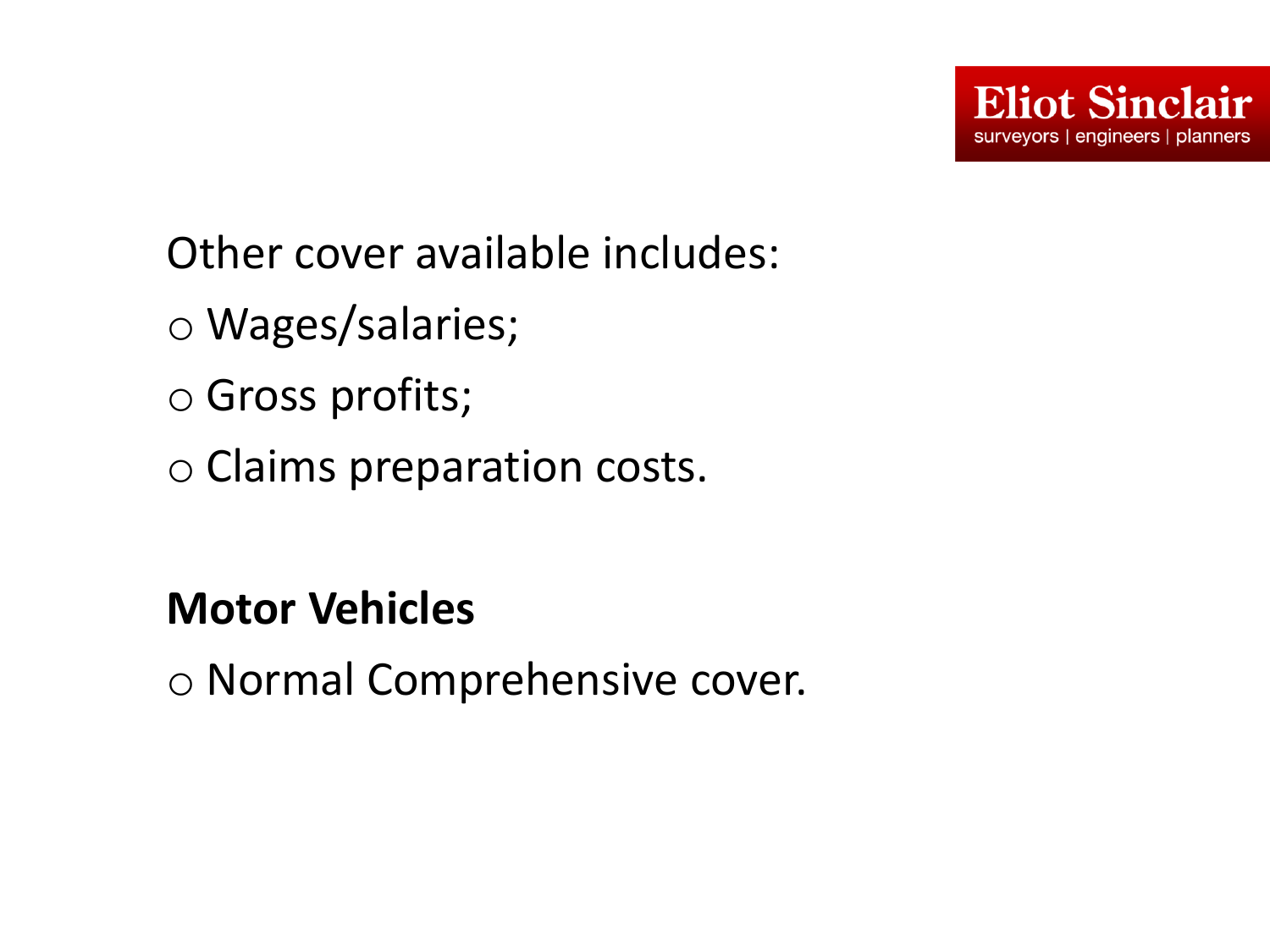Other cover available includes:

- Wages/salaries;
- Gross profits;
- Claims preparation costs.

**Motor Vehicles**

- Normal Comprehensive cover.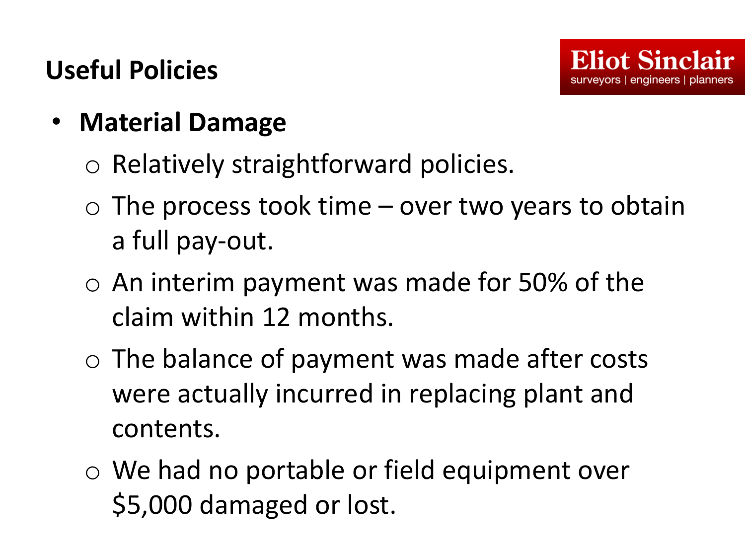## Useful Policies

Eliot Sinclair
surveyors | engineers | planners

- **Material Damage**
  - Relatively straightforward policies.
  - The process took time – over two years to obtain a full pay-out.
  - An interim payment was made for 50% of the claim within 12 months.
  - The balance of payment was made after costs were actually incurred in replacing plant and contents.
  - We had no portable or field equipment over $5,000 damaged or lost.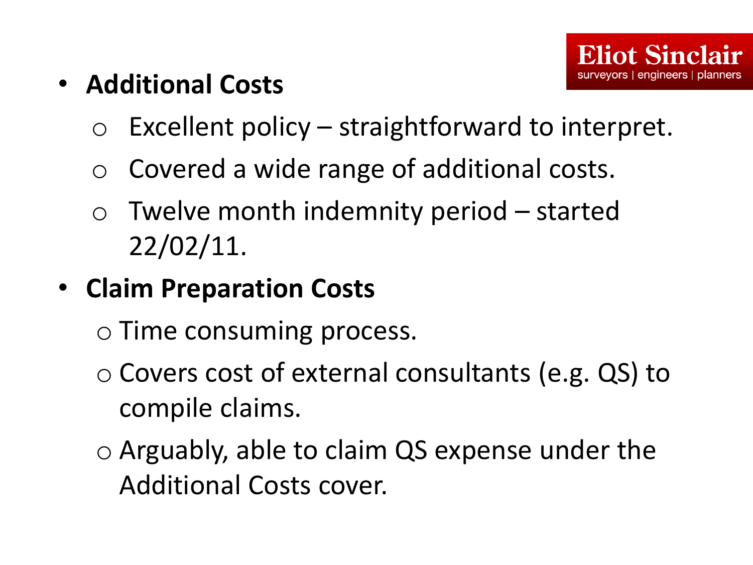- **Additional Costs**
  - Excellent policy – straightforward to interpret.
  - Covered a wide range of additional costs.
  - Twelve month indemnity period – started 22/02/11.
- **Claim Preparation Costs**
  - Time consuming process.
  - Covers cost of external consultants (e.g. QS) to compile claims.
  - Arguably, able to claim QS expense under the Additional Costs cover.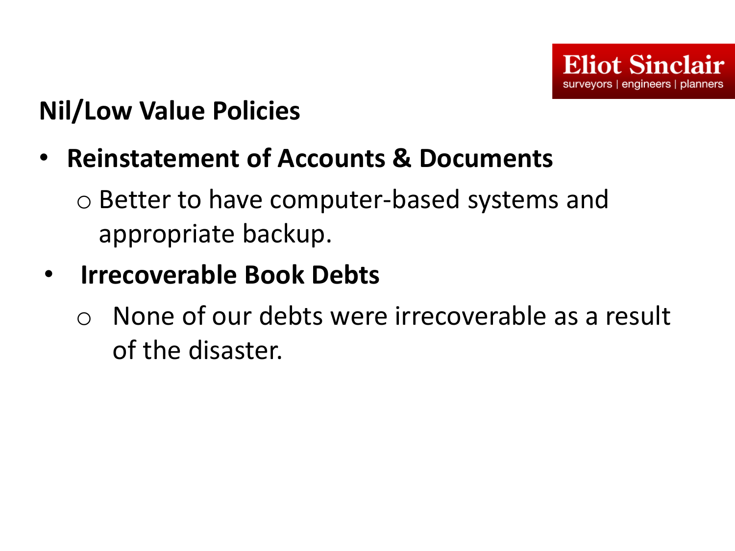## Nil/Low Value Policies

- **Reinstatement of Accounts & Documents**
  - Better to have computer-based systems and appropriate backup.
- **Irrecoverable Book Debts**
  - None of our debts were irrecoverable as a result of the disaster.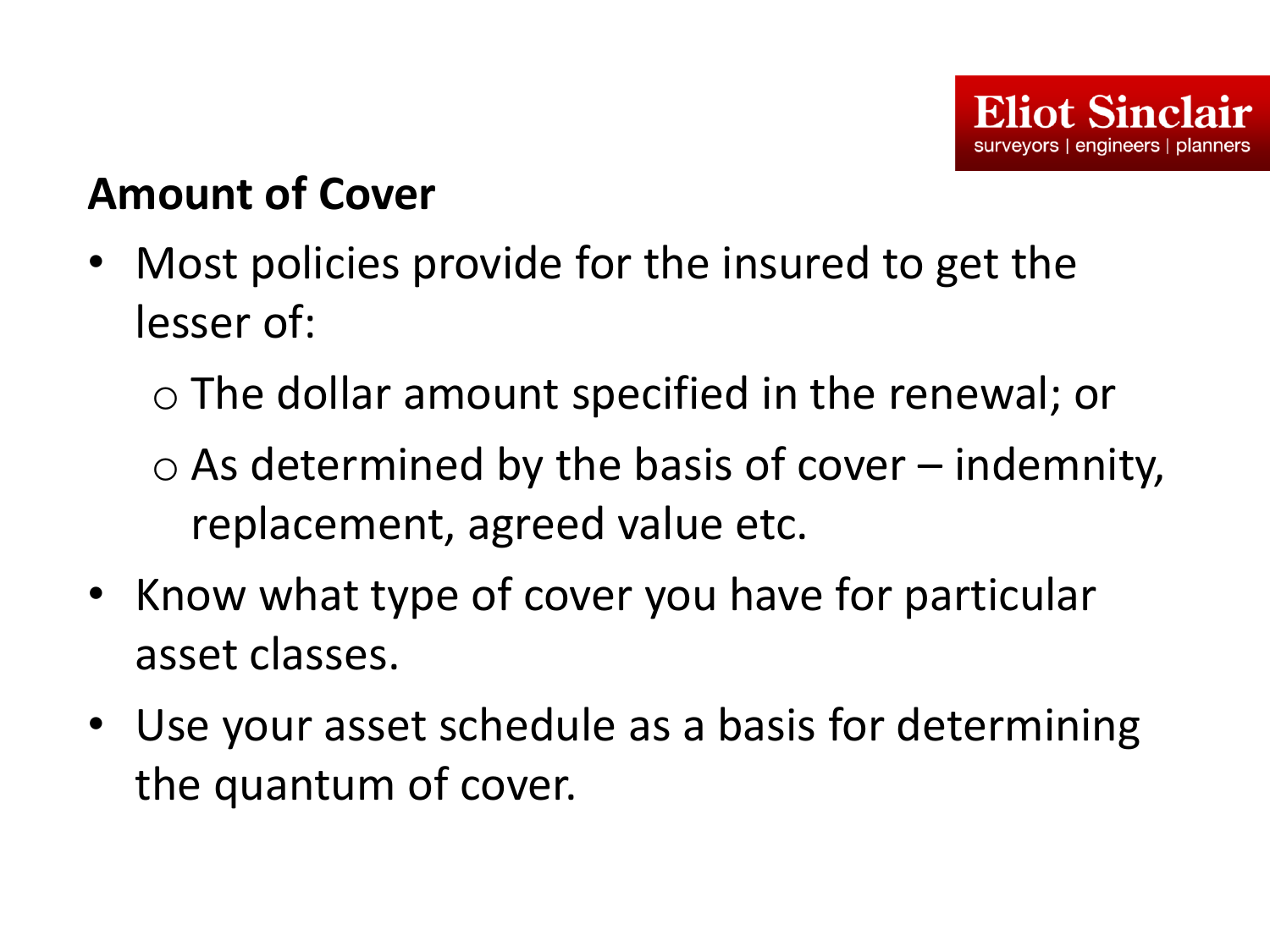## Amount of Cover

- Most policies provide for the insured to get the lesser of:
  - The dollar amount specified in the renewal; or
  - As determined by the basis of cover – indemnity, replacement, agreed value etc.
- Know what type of cover you have for particular asset classes.
- Use your asset schedule as a basis for determining the quantum of cover.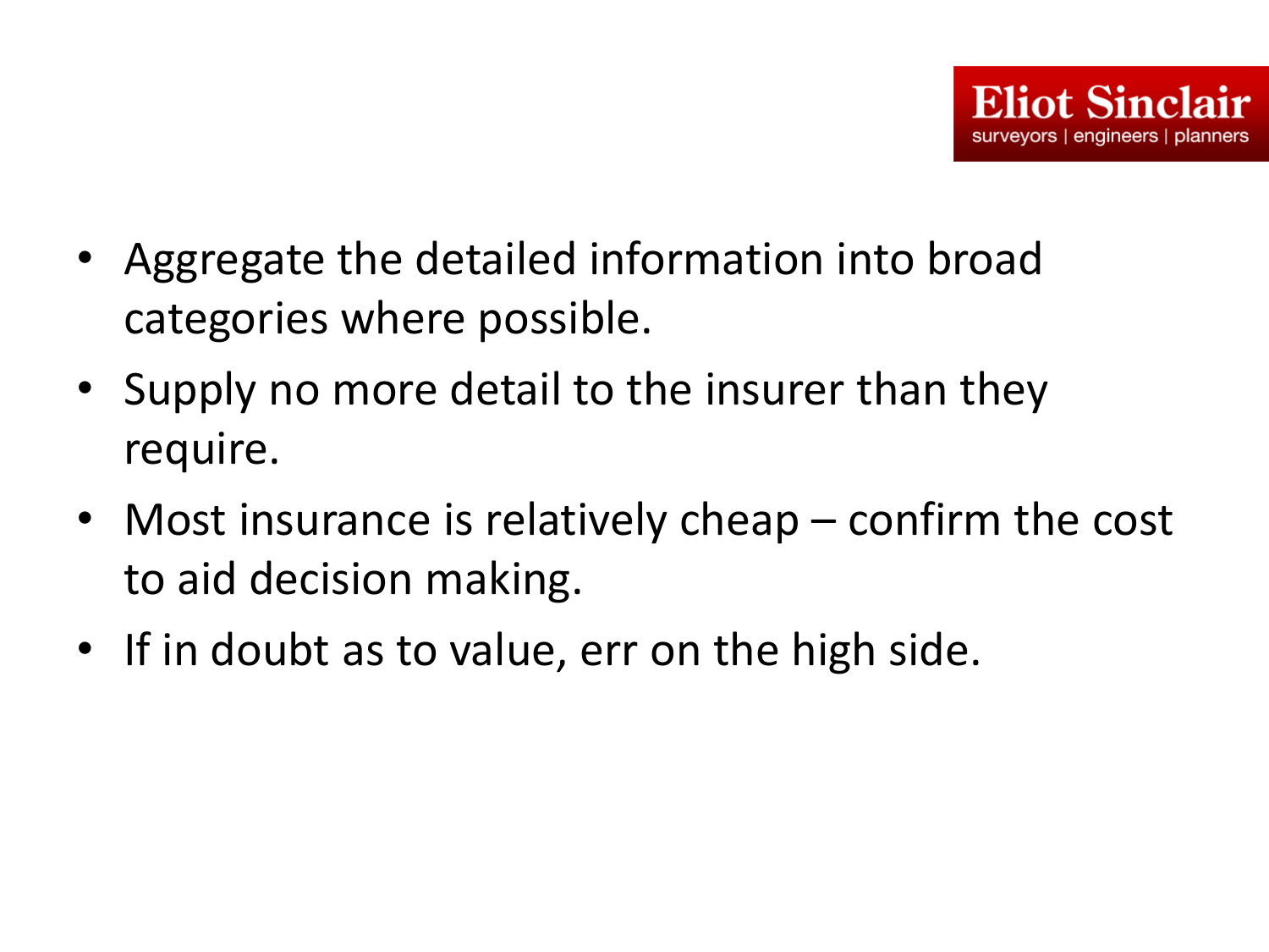- Aggregate the detailed information into broad categories where possible.
- Supply no more detail to the insurer than they require.
- Most insurance is relatively cheap – confirm the cost to aid decision making.
- If in doubt as to value, err on the high side.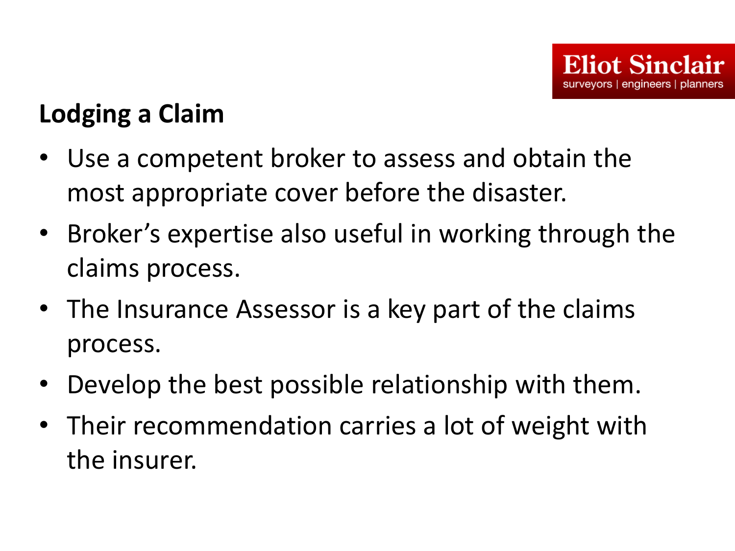Eliot Sinclair
surveyors | engineers | planners

## Lodging a Claim

- Use a competent broker to assess and obtain the most appropriate cover before the disaster.
- Broker's expertise also useful in working through the claims process.
- The Insurance Assessor is a key part of the claims process.
- Develop the best possible relationship with them.
- Their recommendation carries a lot of weight with the insurer.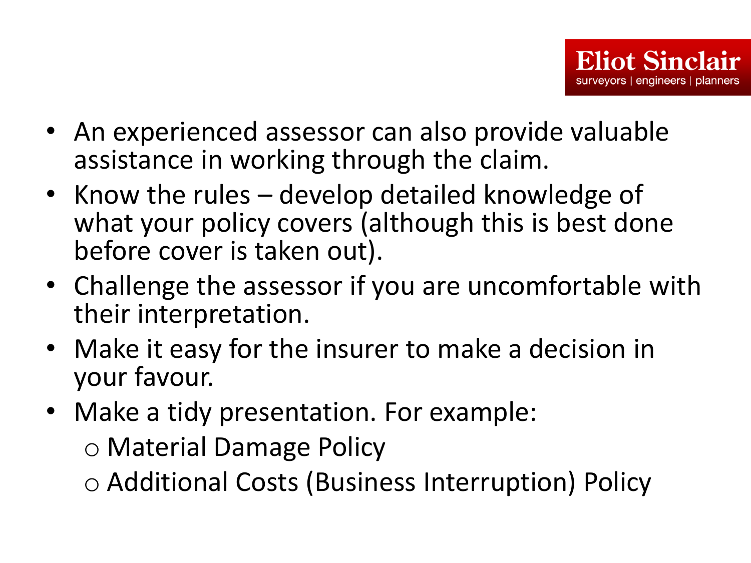- An experienced assessor can also provide valuable assistance in working through the claim.
- Know the rules – develop detailed knowledge of what your policy covers (although this is best done before cover is taken out).
- Challenge the assessor if you are uncomfortable with their interpretation.
- Make it easy for the insurer to make a decision in your favour.
- Make a tidy presentation. For example:
  - Material Damage Policy
  - Additional Costs (Business Interruption) Policy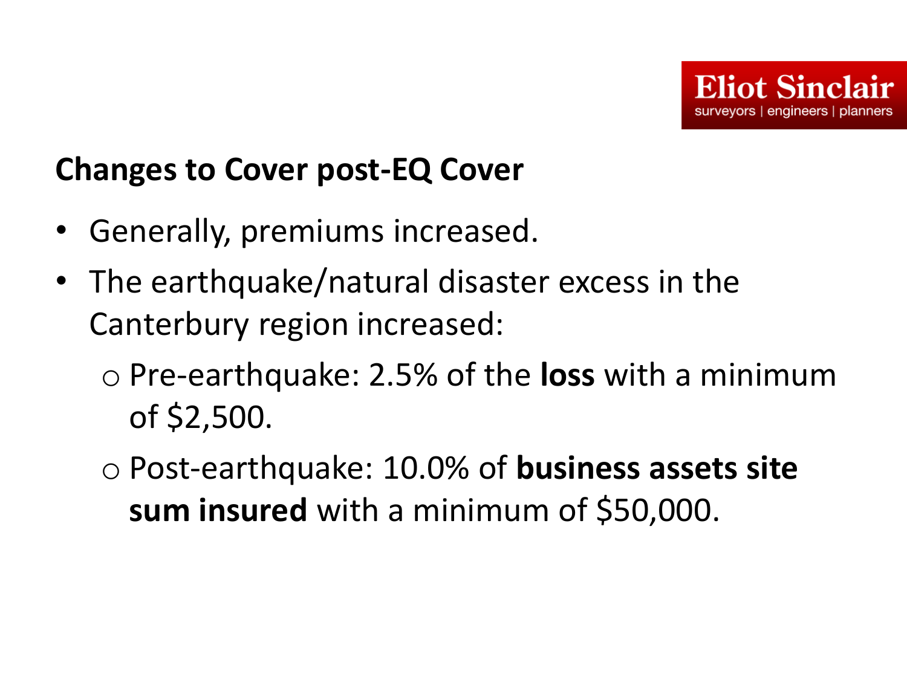## Changes to Cover post-EQ Cover

- Generally, premiums increased.
- The earthquake/natural disaster excess in the Canterbury region increased:
  - Pre-earthquake: 2.5% of the **loss** with a minimum of $2,500.
  - Post-earthquake: 10.0% of **business assets site sum insured** with a minimum of $50,000.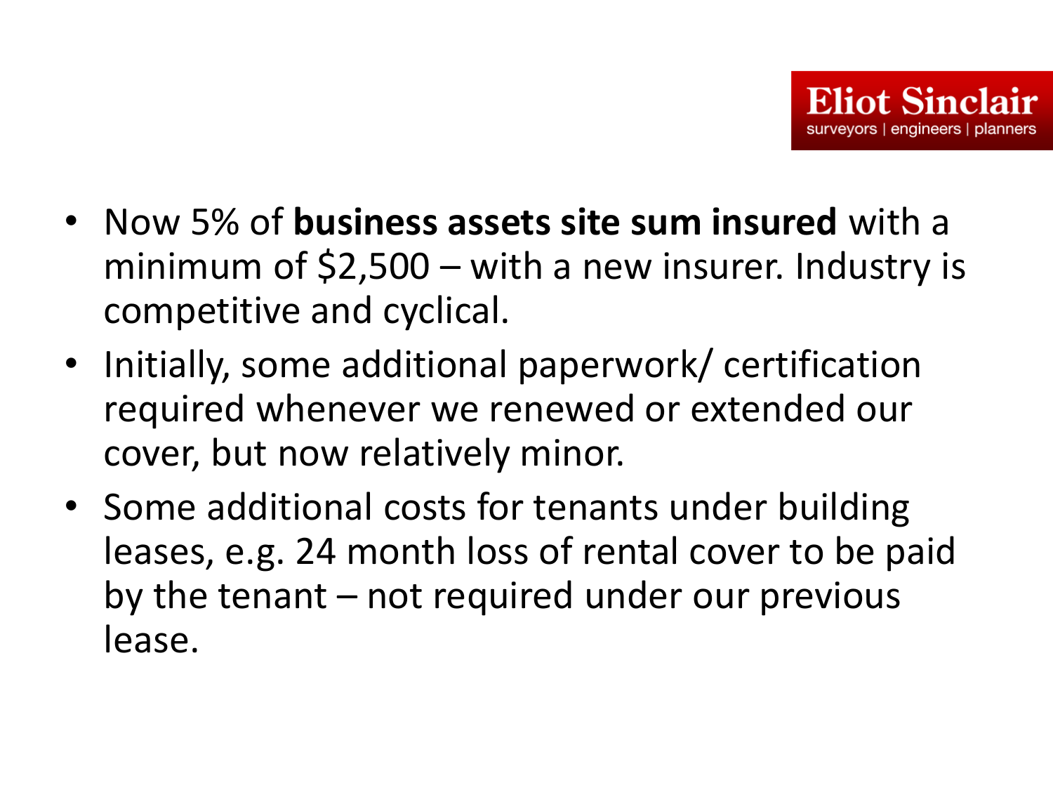- Now 5% of **business assets site sum insured** with a minimum of $2,500 – with a new insurer. Industry is competitive and cyclical.
- Initially, some additional paperwork/ certification required whenever we renewed or extended our cover, but now relatively minor.
- Some additional costs for tenants under building leases, e.g. 24 month loss of rental cover to be paid by the tenant – not required under our previous lease.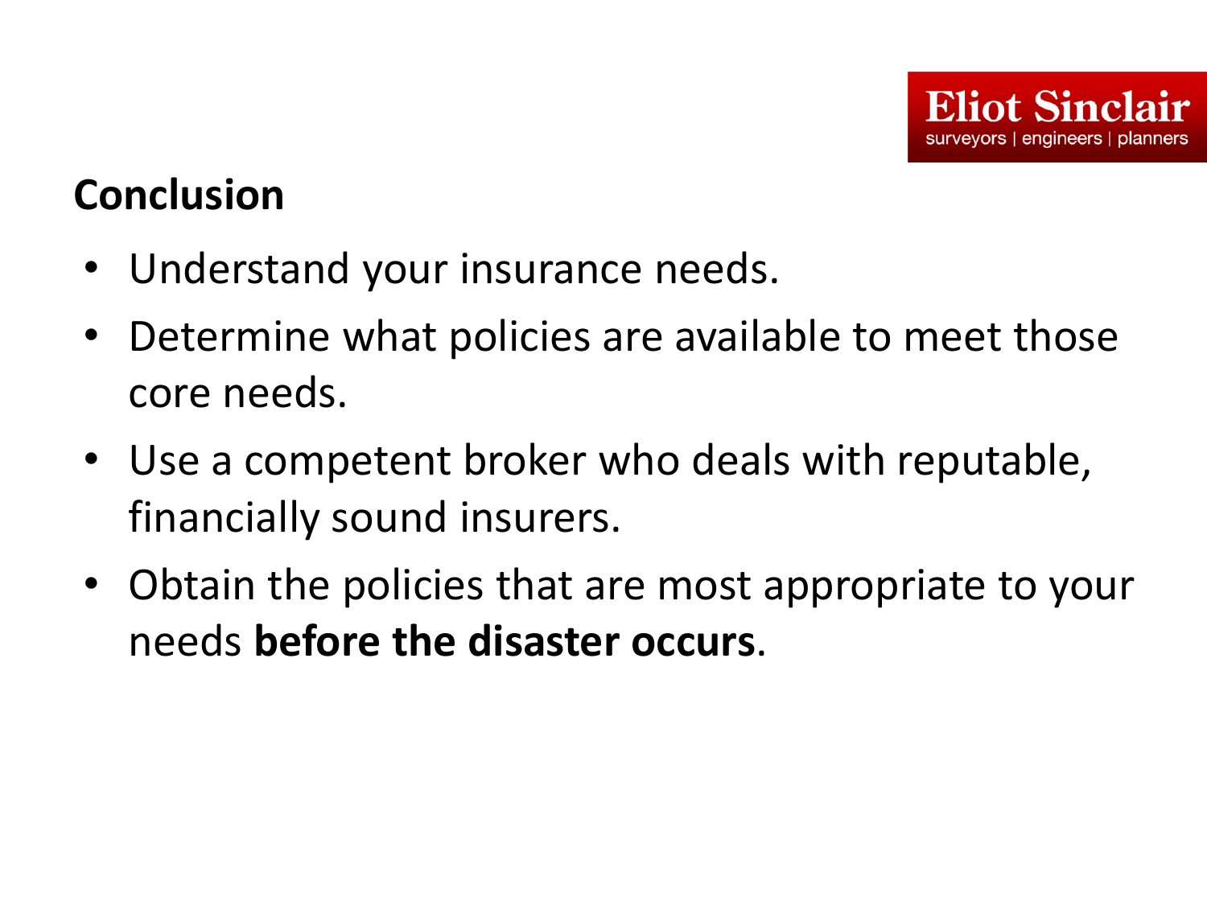## Conclusion

- Understand your insurance needs.
- Determine what policies are available to meet those core needs.
- Use a competent broker who deals with reputable, financially sound insurers.
- Obtain the policies that are most appropriate to your needs **before the disaster occurs**.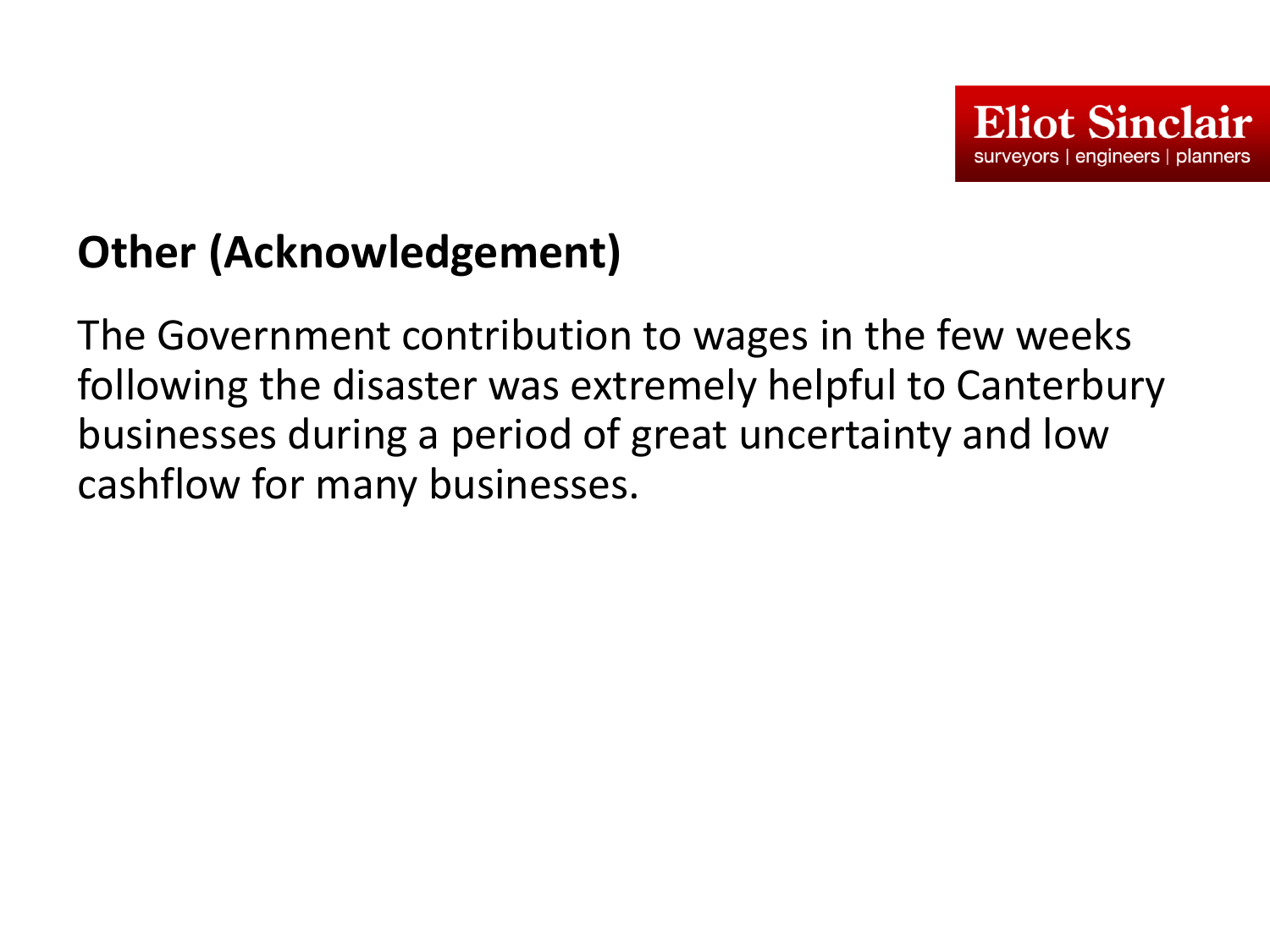Eliot Sinclair
surveyors | engineers | planners

## Other (Acknowledgement)

The Government contribution to wages in the few weeks following the disaster was extremely helpful to Canterbury businesses during a period of great uncertainty and low cashflow for many businesses.